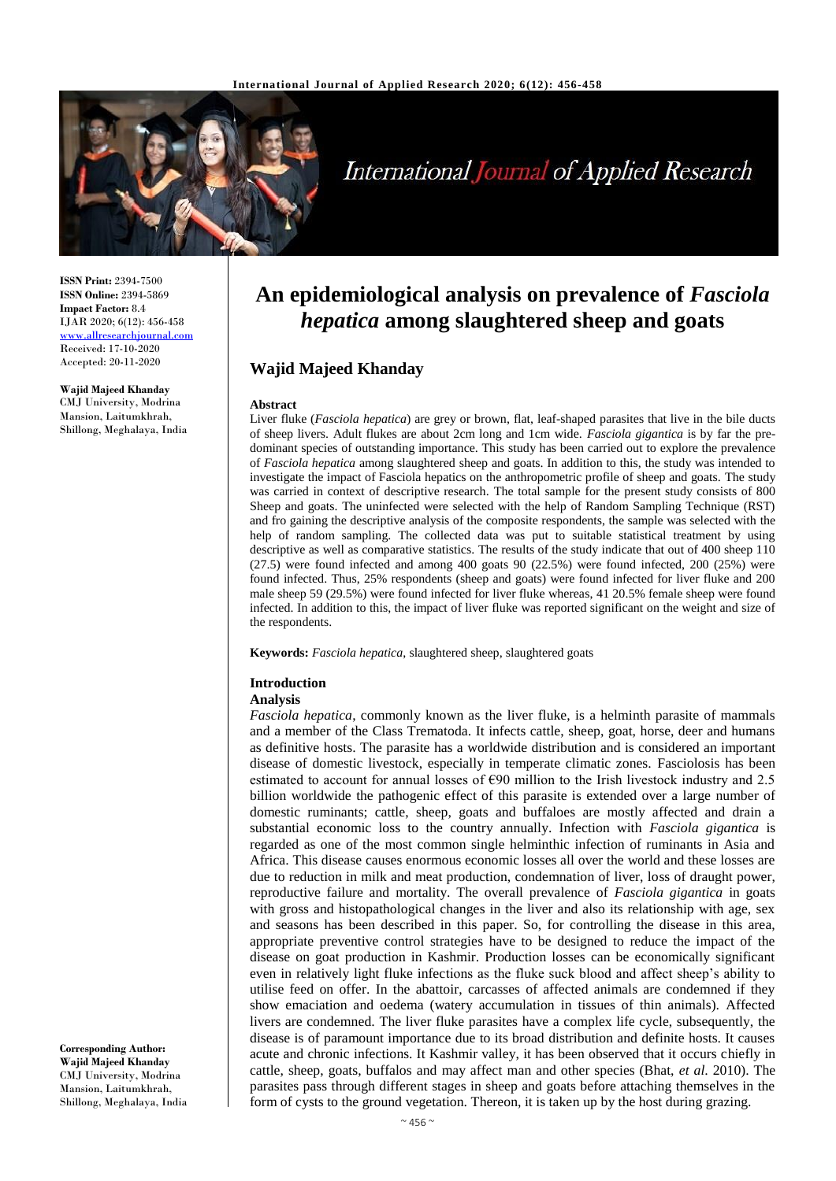# An epidemiological analysis on prevalence of *Fasciola hepatica* among slaughtered sheep and goats

## Wajid Majeed Khanday

**ISSN Print:** 2394-7500
**ISSN Online:** 2394-5869
**Impact Factor:** 8.4
IJAR 2020; 6(12): 456-458
www.allresearchjournal.com
Received: 17-10-2020
Accepted: 20-11-2020

**Wajid Majeed Khanday**
CMJ University, Modrina Mansion, Laitumkhrah, Shillong, Meghalaya, India

**Corresponding Author:**
**Wajid Majeed Khanday**
CMJ University, Modrina Mansion, Laitumkhrah, Shillong, Meghalaya, India

### Abstract

Liver fluke (*Fasciola hepatica*) are grey or brown, flat, leaf-shaped parasites that live in the bile ducts of sheep livers. Adult flukes are about 2cm long and 1cm wide. *Fasciola gigantica* is by far the predominant species of outstanding importance. This study has been carried out to explore the prevalence of *Fasciola hepatica* among slaughtered sheep and goats. In addition to this, the study was intended to investigate the impact of Fasciola hepatics on the anthropometric profile of sheep and goats. The study was carried in context of descriptive research. The total sample for the present study consists of 800 Sheep and goats. The uninfected were selected with the help of Random Sampling Technique (RST) and fro gaining the descriptive analysis of the composite respondents, the sample was selected with the help of random sampling. The collected data was put to suitable statistical treatment by using descriptive as well as comparative statistics. The results of the study indicate that out of 400 sheep 110 (27.5) were found infected and among 400 goats 90 (22.5%) were found infected, 200 (25%) were found infected. Thus, 25% respondents (sheep and goats) were found infected for liver fluke and 200 male sheep 59 (29.5%) were found infected for liver fluke whereas, 41 20.5% female sheep were found infected. In addition to this, the impact of liver fluke was reported significant on the weight and size of the respondents.

**Keywords:** *Fasciola hepatica*, slaughtered sheep, slaughtered goats

### Introduction

#### Analysis

*Fasciola hepatica*, commonly known as the liver fluke, is a helminth parasite of mammals and a member of the Class Trematoda. It infects cattle, sheep, goat, horse, deer and humans as definitive hosts. The parasite has a worldwide distribution and is considered an important disease of domestic livestock, especially in temperate climatic zones. Fasciolosis has been estimated to account for annual losses of €90 million to the Irish livestock industry and 2.5 billion worldwide the pathogenic effect of this parasite is extended over a large number of domestic ruminants; cattle, sheep, goats and buffaloes are mostly affected and drain a substantial economic loss to the country annually. Infection with *Fasciola gigantica* is regarded as one of the most common single helminthic infection of ruminants in Asia and Africa. This disease causes enormous economic losses all over the world and these losses are due to reduction in milk and meat production, condemnation of liver, loss of draught power, reproductive failure and mortality. The overall prevalence of *Fasciola gigantica* in goats with gross and histopathological changes in the liver and also its relationship with age, sex and seasons has been described in this paper. So, for controlling the disease in this area, appropriate preventive control strategies have to be designed to reduce the impact of the disease on goat production in Kashmir. Production losses can be economically significant even in relatively light fluke infections as the fluke suck blood and affect sheep's ability to utilise feed on offer. In the abattoir, carcasses of affected animals are condemned if they show emaciation and oedema (watery accumulation in tissues of thin animals). Affected livers are condemned. The liver fluke parasites have a complex life cycle, subsequently, the disease is of paramount importance due to its broad distribution and definite hosts. It causes acute and chronic infections. It Kashmir valley, it has been observed that it occurs chiefly in cattle, sheep, goats, buffalos and may affect man and other species (Bhat, *et al*. 2010). The parasites pass through different stages in sheep and goats before attaching themselves in the form of cysts to the ground vegetation. Thereon, it is taken up by the host during grazing.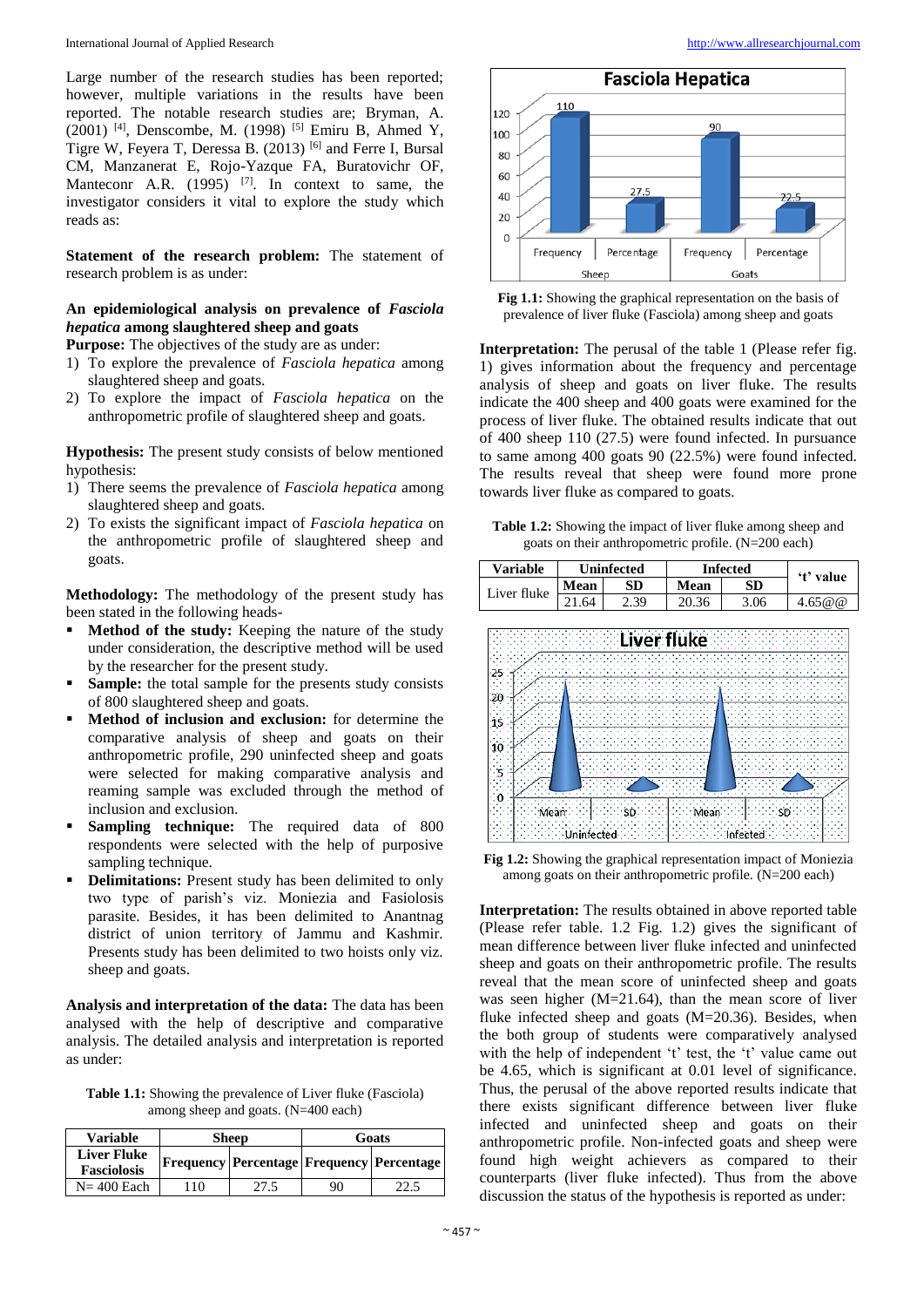Large number of the research studies has been reported; however, multiple variations in the results have been reported. The notable research studies are; Bryman, A. (2001) [4], Denscombe, M. (1998) [5] Emiru B, Ahmed Y, Tigre W, Feyera T, Deressa B. (2013) [6] and Ferre I, Bursal CM, Manzanerat E, Rojo-Yazque FA, Buratovichr OF, Manteconr A.R. (1995) [7]. In context to same, the investigator considers it vital to explore the study which reads as:

**Statement of the research problem:** The statement of research problem is as under:

**An epidemiological analysis on prevalence of *Fasciola hepatica* among slaughtered sheep and goats**

**Purpose:** The objectives of the study are as under:

1) To explore the prevalence of *Fasciola hepatica* among slaughtered sheep and goats.
2) To explore the impact of *Fasciola hepatica* on the anthropometric profile of slaughtered sheep and goats.

**Hypothesis:** The present study consists of below mentioned hypothesis:

1) There seems the prevalence of *Fasciola hepatica* among slaughtered sheep and goats.
2) To exists the significant impact of *Fasciola hepatica* on the anthropometric profile of slaughtered sheep and goats.

**Methodology:** The methodology of the present study has been stated in the following heads-

- **Method of the study:** Keeping the nature of the study under consideration, the descriptive method will be used by the researcher for the present study.
- **Sample:** the total sample for the presents study consists of 800 slaughtered sheep and goats.
- **Method of inclusion and exclusion:** for determine the comparative analysis of sheep and goats on their anthropometric profile, 290 uninfected sheep and goats were selected for making comparative analysis and reaming sample was excluded through the method of inclusion and exclusion.
- **Sampling technique:** The required data of 800 respondents were selected with the help of purposive sampling technique.
- **Delimitations:** Present study has been delimited to only two type of parish's viz. Moniezia and Fasiolosis parasite. Besides, it has been delimited to Anantnag district of union territory of Jammu and Kashmir. Presents study has been delimited to two hoists only viz. sheep and goats.

**Analysis and interpretation of the data:** The data has been analysed with the help of descriptive and comparative analysis. The detailed analysis and interpretation is reported as under:

**Table 1.1:** Showing the prevalence of Liver fluke (Fasciola) among sheep and goats. (N=400 each)

| Variable | Sheep | | Goats | |
|---|---|---|---|---|
| Liver Fluke Fasciolosis | Frequency | Percentage | Frequency | Percentage |
| N= 400 Each | 110 | 27.5 | 90 | 22.5 |

**Fig 1.1:** Showing the graphical representation on the basis of prevalence of liver fluke (Fasciola) among sheep and goats

**Interpretation:** The perusal of the table 1 (Please refer fig. 1) gives information about the frequency and percentage analysis of sheep and goats on liver fluke. The results indicate the 400 sheep and 400 goats were examined for the process of liver fluke. The obtained results indicate that out of 400 sheep 110 (27.5) were found infected. In pursuance to same among 400 goats 90 (22.5%) were found infected. The results reveal that sheep were found more prone towards liver fluke as compared to goats.

**Table 1.2:** Showing the impact of liver fluke among sheep and goats on their anthropometric profile. (N=200 each)

| Variable | Uninfected | | Infected | | 't' value |
|---|---|---|---|---|---|
| | Mean | SD | Mean | SD | |
| Liver fluke | 21.64 | 2.39 | 20.36 | 3.06 | 4.65@@ |

**Fig 1.2:** Showing the graphical representation impact of Moniezia among goats on their anthropometric profile. (N=200 each)

**Interpretation:** The results obtained in above reported table (Please refer table. 1.2 Fig. 1.2) gives the significant of mean difference between liver fluke infected and uninfected sheep and goats on their anthropometric profile. The results reveal that the mean score of uninfected sheep and goats was seen higher (M=21.64), than the mean score of liver fluke infected sheep and goats (M=20.36). Besides, when the both group of students were comparatively analysed with the help of independent 't' test, the 't' value came out be 4.65, which is significant at 0.01 level of significance. Thus, the perusal of the above reported results indicate that there exists significant difference between liver fluke infected and uninfected sheep and goats on their anthropometric profile. Non-infected goats and sheep were found high weight achievers as compared to their counterparts (liver fluke infected). Thus from the above discussion the status of the hypothesis is reported as under: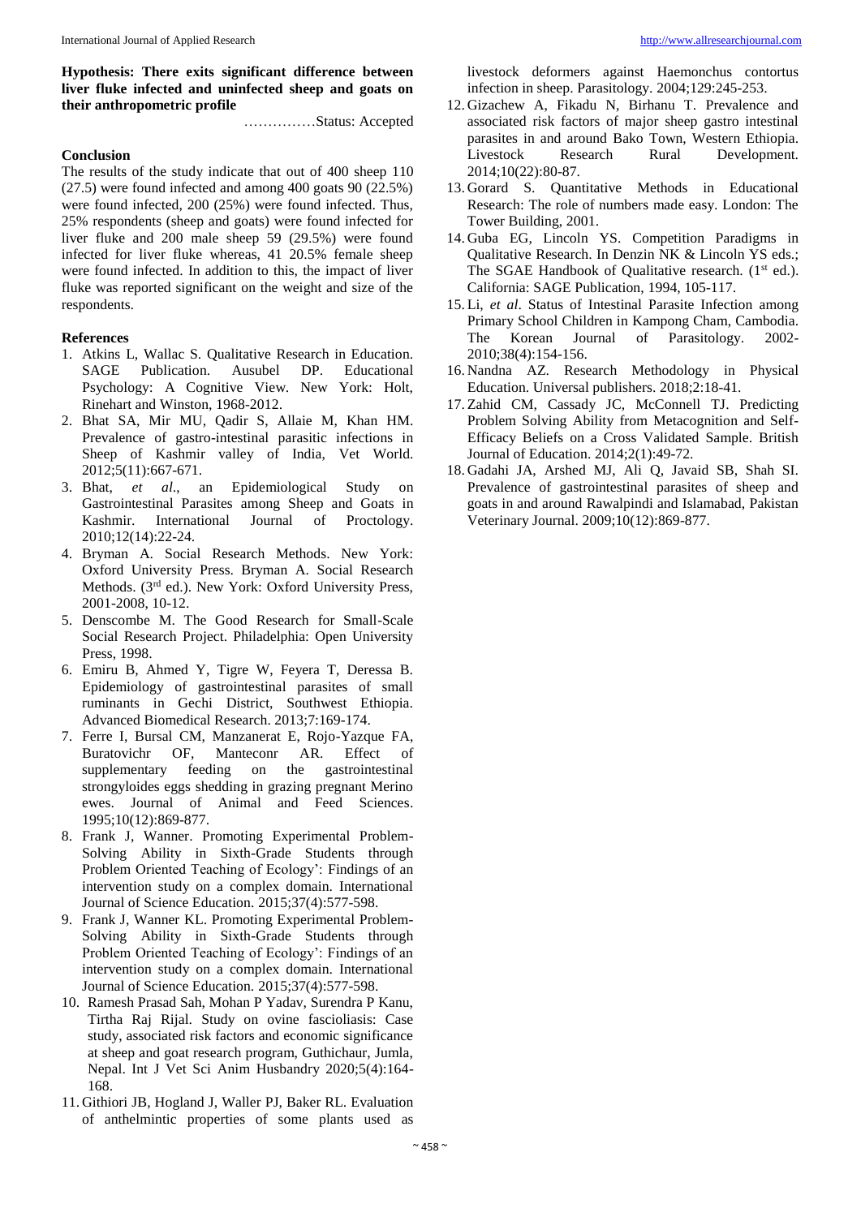**Hypothesis: There exits significant difference between liver fluke infected and uninfected sheep and goats on their anthropometric profile**

……………Status: Accepted

**Conclusion**

The results of the study indicate that out of 400 sheep 110 (27.5) were found infected and among 400 goats 90 (22.5%) were found infected, 200 (25%) were found infected. Thus, 25% respondents (sheep and goats) were found infected for liver fluke and 200 male sheep 59 (29.5%) were found infected for liver fluke whereas, 41 20.5% female sheep were found infected. In addition to this, the impact of liver fluke was reported significant on the weight and size of the respondents.

**References**

1. Atkins L, Wallac S. Qualitative Research in Education. SAGE Publication. Ausubel DP. Educational Psychology: A Cognitive View. New York: Holt, Rinehart and Winston, 1968-2012.
2. Bhat SA, Mir MU, Qadir S, Allaie M, Khan HM. Prevalence of gastro-intestinal parasitic infections in Sheep of Kashmir valley of India, Vet World. 2012;5(11):667-671.
3. Bhat, *et al*., an Epidemiological Study on Gastrointestinal Parasites among Sheep and Goats in Kashmir. International Journal of Proctology. 2010;12(14):22-24.
4. Bryman A. Social Research Methods. New York: Oxford University Press. Bryman A. Social Research Methods. (3rd ed.). New York: Oxford University Press, 2001-2008, 10-12.
5. Denscombe M. The Good Research for Small-Scale Social Research Project. Philadelphia: Open University Press, 1998.
6. Emiru B, Ahmed Y, Tigre W, Feyera T, Deressa B. Epidemiology of gastrointestinal parasites of small ruminants in Gechi District, Southwest Ethiopia. Advanced Biomedical Research. 2013;7:169-174.
7. Ferre I, Bursal CM, Manzanerat E, Rojo-Yazque FA, Buratovichr OF, Manteconr AR. Effect of supplementary feeding on the gastrointestinal strongyloides eggs shedding in grazing pregnant Merino ewes. Journal of Animal and Feed Sciences. 1995;10(12):869-877.
8. Frank J, Wanner. Promoting Experimental Problem-Solving Ability in Sixth-Grade Students through Problem Oriented Teaching of Ecology': Findings of an intervention study on a complex domain. International Journal of Science Education. 2015;37(4):577-598.
9. Frank J, Wanner KL. Promoting Experimental Problem-Solving Ability in Sixth-Grade Students through Problem Oriented Teaching of Ecology': Findings of an intervention study on a complex domain. International Journal of Science Education. 2015;37(4):577-598.
10. Ramesh Prasad Sah, Mohan P Yadav, Surendra P Kanu, Tirtha Raj Rijal. Study on ovine fascioliasis: Case study, associated risk factors and economic significance at sheep and goat research program, Guthichaur, Jumla, Nepal. Int J Vet Sci Anim Husbandry 2020;5(4):164-168.
11. Githiori JB, Hogland J, Waller PJ, Baker RL. Evaluation of anthelmintic properties of some plants used as livestock deformers against Haemonchus contortus infection in sheep. Parasitology. 2004;129:245-253.
12. Gizachew A, Fikadu N, Birhanu T. Prevalence and associated risk factors of major sheep gastro intestinal parasites in and around Bako Town, Western Ethiopia. Livestock Research Rural Development. 2014;10(22):80-87.
13. Gorard S. Quantitative Methods in Educational Research: The role of numbers made easy. London: The Tower Building, 2001.
14. Guba EG, Lincoln YS. Competition Paradigms in Qualitative Research. In Denzin NK & Lincoln YS eds.; The SGAE Handbook of Qualitative research. (1st ed.). California: SAGE Publication, 1994, 105-117.
15. Li, *et al*. Status of Intestinal Parasite Infection among Primary School Children in Kampong Cham, Cambodia. The Korean Journal of Parasitology. 2002-2010;38(4):154-156.
16. Nandna AZ. Research Methodology in Physical Education. Universal publishers. 2018;2:18-41.
17. Zahid CM, Cassady JC, McConnell TJ. Predicting Problem Solving Ability from Metacognition and Self-Efficacy Beliefs on a Cross Validated Sample. British Journal of Education. 2014;2(1):49-72.
18. Gadahi JA, Arshed MJ, Ali Q, Javaid SB, Shah SI. Prevalence of gastrointestinal parasites of sheep and goats in and around Rawalpindi and Islamabad, Pakistan Veterinary Journal. 2009;10(12):869-877.